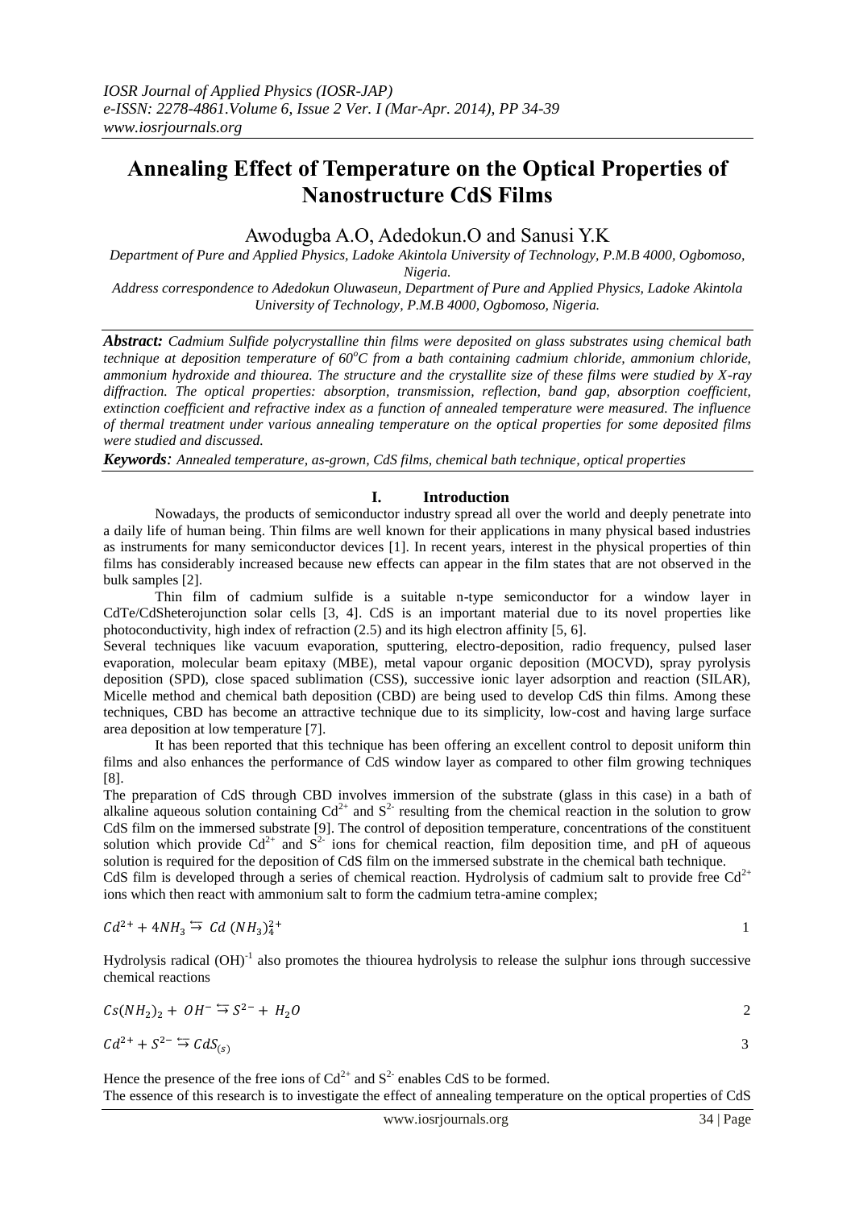# Annealing Effect of Temperature on the Optical Properties of Nanostructure CdS Films

Awodugba A.O, Adedokun.O and Sanusi Y.K

*Department of Pure and Applied Physics, Ladoke Akintola University of Technology, P.M.B 4000, Ogbomoso, Nigeria.*

*Address correspondence to Adedokun Oluwaseun, Department of Pure and Applied Physics, Ladoke Akintola University of Technology, P.M.B 4000, Ogbomoso, Nigeria.*

***Abstract:*** *Cadmium Sulfide polycrystalline thin films were deposited on glass substrates using chemical bath technique at deposition temperature of 60°C from a bath containing cadmium chloride, ammonium chloride, ammonium hydroxide and thiourea. The structure and the crystallite size of these films were studied by X-ray diffraction. The optical properties: absorption, transmission, reflection, band gap, absorption coefficient, extinction coefficient and refractive index as a function of annealed temperature were measured. The influence of thermal treatment under various annealing temperature on the optical properties for some deposited films were studied and discussed.*

***Keywords****: Annealed temperature, as-grown, CdS films, chemical bath technique, optical properties*

## I. Introduction

Nowadays, the products of semiconductor industry spread all over the world and deeply penetrate into a daily life of human being. Thin films are well known for their applications in many physical based industries as instruments for many semiconductor devices [1]. In recent years, interest in the physical properties of thin films has considerably increased because new effects can appear in the film states that are not observed in the bulk samples [2].

Thin film of cadmium sulfide is a suitable n-type semiconductor for a window layer in CdTe/CdSheterojunction solar cells [3, 4]. CdS is an important material due to its novel properties like photoconductivity, high index of refraction (2.5) and its high electron affinity [5, 6].

Several techniques like vacuum evaporation, sputtering, electro-deposition, radio frequency, pulsed laser evaporation, molecular beam epitaxy (MBE), metal vapour organic deposition (MOCVD), spray pyrolysis deposition (SPD), close spaced sublimation (CSS), successive ionic layer adsorption and reaction (SILAR), Micelle method and chemical bath deposition (CBD) are being used to develop CdS thin films. Among these techniques, CBD has become an attractive technique due to its simplicity, low-cost and having large surface area deposition at low temperature [7].

It has been reported that this technique has been offering an excellent control to deposit uniform thin films and also enhances the performance of CdS window layer as compared to other film growing techniques [8].

The preparation of CdS through CBD involves immersion of the substrate (glass in this case) in a bath of alkaline aqueous solution containing $Cd^{2+}$ and $S^{2-}$ resulting from the chemical reaction in the solution to grow CdS film on the immersed substrate [9]. The control of deposition temperature, concentrations of the constituent solution which provide $Cd^{2+}$ and $S^{2-}$ ions for chemical reaction, film deposition time, and pH of aqueous solution is required for the deposition of CdS film on the immersed substrate in the chemical bath technique.

CdS film is developed through a series of chemical reaction. Hydrolysis of cadmium salt to provide free $Cd^{2+}$ ions which then react with ammonium salt to form the cadmium tetra-amine complex;

$$Cd^{2+} + 4NH_3 \leftrightarrows Cd\,(NH_3)_4^{2+} \quad (1)$$

Hydrolysis radical $(OH)^{-1}$ also promotes the thiourea hydrolysis to release the sulphur ions through successive chemical reactions

$$Cs(NH_2)_2 + OH^- \leftrightarrows S^{2-} + H_2O \quad (2)$$

$$Cd^{2+} + S^{2-} \leftrightarrows CdS_{(s)} \quad (3)$$

Hence the presence of the free ions of $Cd^{2+}$ and $S^{2-}$ enables CdS to be formed.

The essence of this research is to investigate the effect of annealing temperature on the optical properties of CdS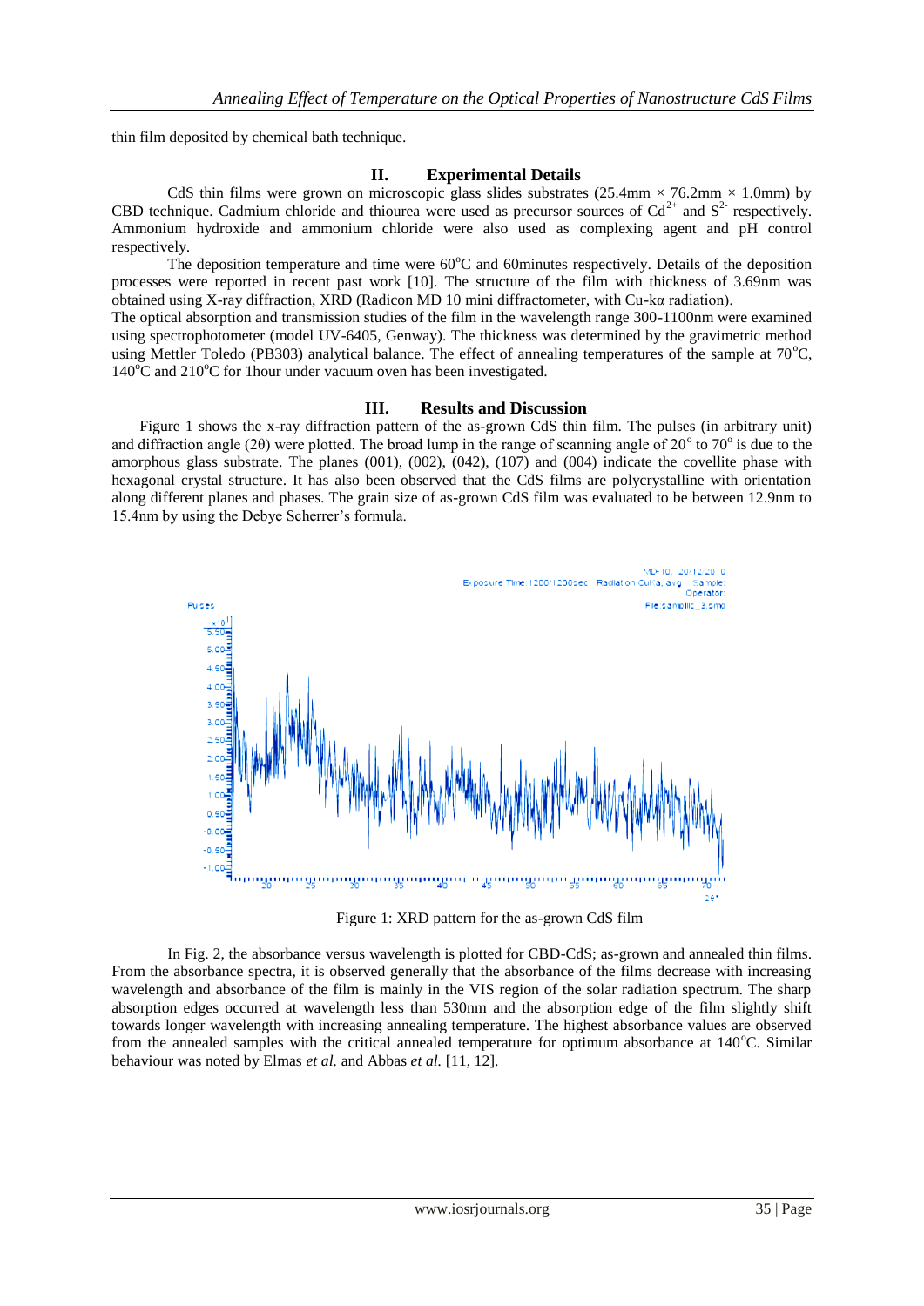thin film deposited by chemical bath technique.

## II. Experimental Details

CdS thin films were grown on microscopic glass slides substrates (25.4mm × 76.2mm × 1.0mm) by CBD technique. Cadmium chloride and thiourea were used as precursor sources of $Cd^{2+}$ and $S^{2-}$ respectively. Ammonium hydroxide and ammonium chloride were also used as complexing agent and pH control respectively.

The deposition temperature and time were 60°C and 60minutes respectively. Details of the deposition processes were reported in recent past work [10]. The structure of the film with thickness of 3.69nm was obtained using X-ray diffraction, XRD (Radicon MD 10 mini diffractometer, with Cu-kα radiation).

The optical absorption and transmission studies of the film in the wavelength range 300-1100nm were examined using spectrophotometer (model UV-6405, Genway). The thickness was determined by the gravimetric method using Mettler Toledo (PB303) analytical balance. The effect of annealing temperatures of the sample at 70°C, 140°C and 210°C for 1hour under vacuum oven has been investigated.

## III. Results and Discussion

Figure 1 shows the x-ray diffraction pattern of the as-grown CdS thin film. The pulses (in arbitrary unit) and diffraction angle (2θ) were plotted. The broad lump in the range of scanning angle of 20° to 70° is due to the amorphous glass substrate. The planes (001), (002), (042), (107) and (004) indicate the covellite phase with hexagonal crystal structure. It has also been observed that the CdS films are polycrystalline with orientation along different planes and phases. The grain size of as-grown CdS film was evaluated to be between 12.9nm to 15.4nm by using the Debye Scherrer's formula.

Figure 1: XRD pattern for the as-grown CdS film

In Fig. 2, the absorbance versus wavelength is plotted for CBD-CdS; as-grown and annealed thin films. From the absorbance spectra, it is observed generally that the absorbance of the films decrease with increasing wavelength and absorbance of the film is mainly in the VIS region of the solar radiation spectrum. The sharp absorption edges occurred at wavelength less than 530nm and the absorption edge of the film slightly shift towards longer wavelength with increasing annealing temperature. The highest absorbance values are observed from the annealed samples with the critical annealed temperature for optimum absorbance at 140°C. Similar behaviour was noted by Elmas *et al.* and Abbas *et al.* [11, 12].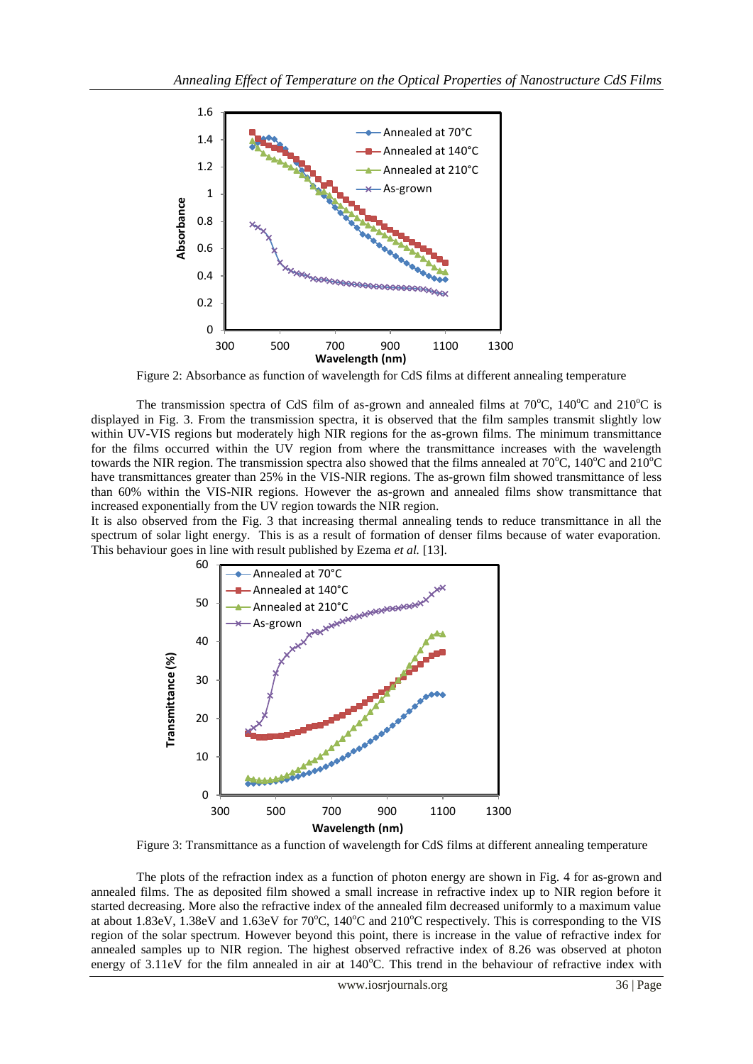Figure 2: Absorbance as function of wavelength for CdS films at different annealing temperature

The transmission spectra of CdS film of as-grown and annealed films at 70°C, 140°C and 210°C is displayed in Fig. 3. From the transmission spectra, it is observed that the film samples transmit slightly low within UV-VIS regions but moderately high NIR regions for the as-grown films. The minimum transmittance for the films occurred within the UV region from where the transmittance increases with the wavelength towards the NIR region. The transmission spectra also showed that the films annealed at 70°C, 140°C and 210°C have transmittances greater than 25% in the VIS-NIR regions. The as-grown film showed transmittance of less than 60% within the VIS-NIR regions. However the as-grown and annealed films show transmittance that increased exponentially from the UV region towards the NIR region.

It is also observed from the Fig. 3 that increasing thermal annealing tends to reduce transmittance in all the spectrum of solar light energy. This is as a result of formation of denser films because of water evaporation. This behaviour goes in line with result published by Ezema *et al.* [13].

Figure 3: Transmittance as a function of wavelength for CdS films at different annealing temperature

The plots of the refraction index as a function of photon energy are shown in Fig. 4 for as-grown and annealed films. The as deposited film showed a small increase in refractive index up to NIR region before it started decreasing. More also the refractive index of the annealed film decreased uniformly to a maximum value at about 1.83eV, 1.38eV and 1.63eV for 70°C, 140°C and 210°C respectively. This is corresponding to the VIS region of the solar spectrum. However beyond this point, there is increase in the value of refractive index for annealed samples up to NIR region. The highest observed refractive index of 8.26 was observed at photon energy of 3.11eV for the film annealed in air at 140°C. This trend in the behaviour of refractive index with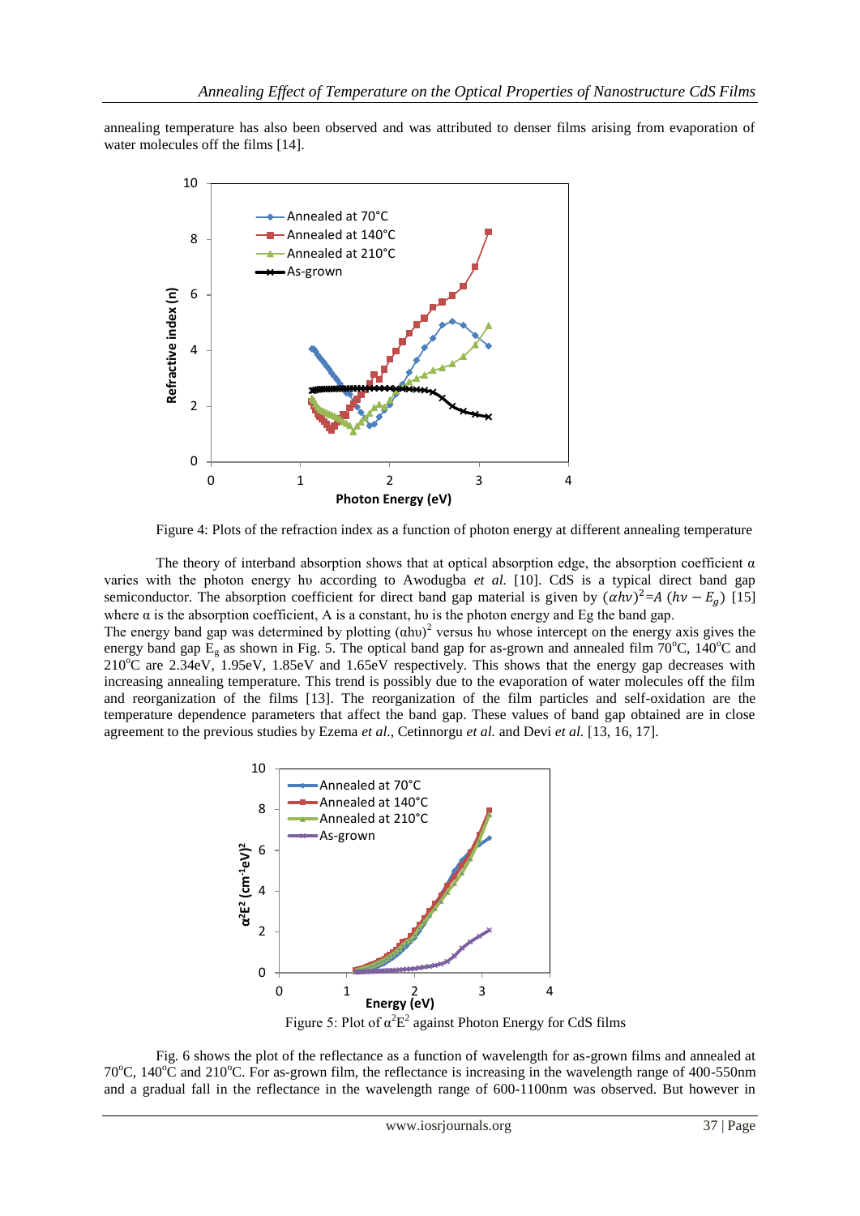annealing temperature has also been observed and was attributed to denser films arising from evaporation of water molecules off the films [14].

Figure 4: Plots of the refraction index as a function of photon energy at different annealing temperature

The theory of interband absorption shows that at optical absorption edge, the absorption coefficient α varies with the photon energy hυ according to Awodugba *et al.* [10]. CdS is a typical direct band gap semiconductor. The absorption coefficient for direct band gap material is given by $(\alpha h\nu)^2 = A\ (h\nu - E_g)$ [15] where α is the absorption coefficient, A is a constant, hυ is the photon energy and Eg the band gap.
The energy band gap was determined by plotting $(\alpha h\upsilon)^2$ versus hυ whose intercept on the energy axis gives the energy band gap $E_g$ as shown in Fig. 5. The optical band gap for as-grown and annealed film 70°C, 140°C and 210°C are 2.34eV, 1.95eV, 1.85eV and 1.65eV respectively. This shows that the energy gap decreases with increasing annealing temperature. This trend is possibly due to the evaporation of water molecules off the film and reorganization of the films [13]. The reorganization of the film particles and self-oxidation are the temperature dependence parameters that affect the band gap. These values of band gap obtained are in close agreement to the previous studies by Ezema *et al.*, Cetinnorgu *et al.* and Devi *et al.* [13, 16, 17].

Figure 5: Plot of $\alpha^2E^2$ against Photon Energy for CdS films

Fig. 6 shows the plot of the reflectance as a function of wavelength for as-grown films and annealed at 70°C, 140°C and 210°C. For as-grown film, the reflectance is increasing in the wavelength range of 400-550nm and a gradual fall in the reflectance in the wavelength range of 600-1100nm was observed. But however in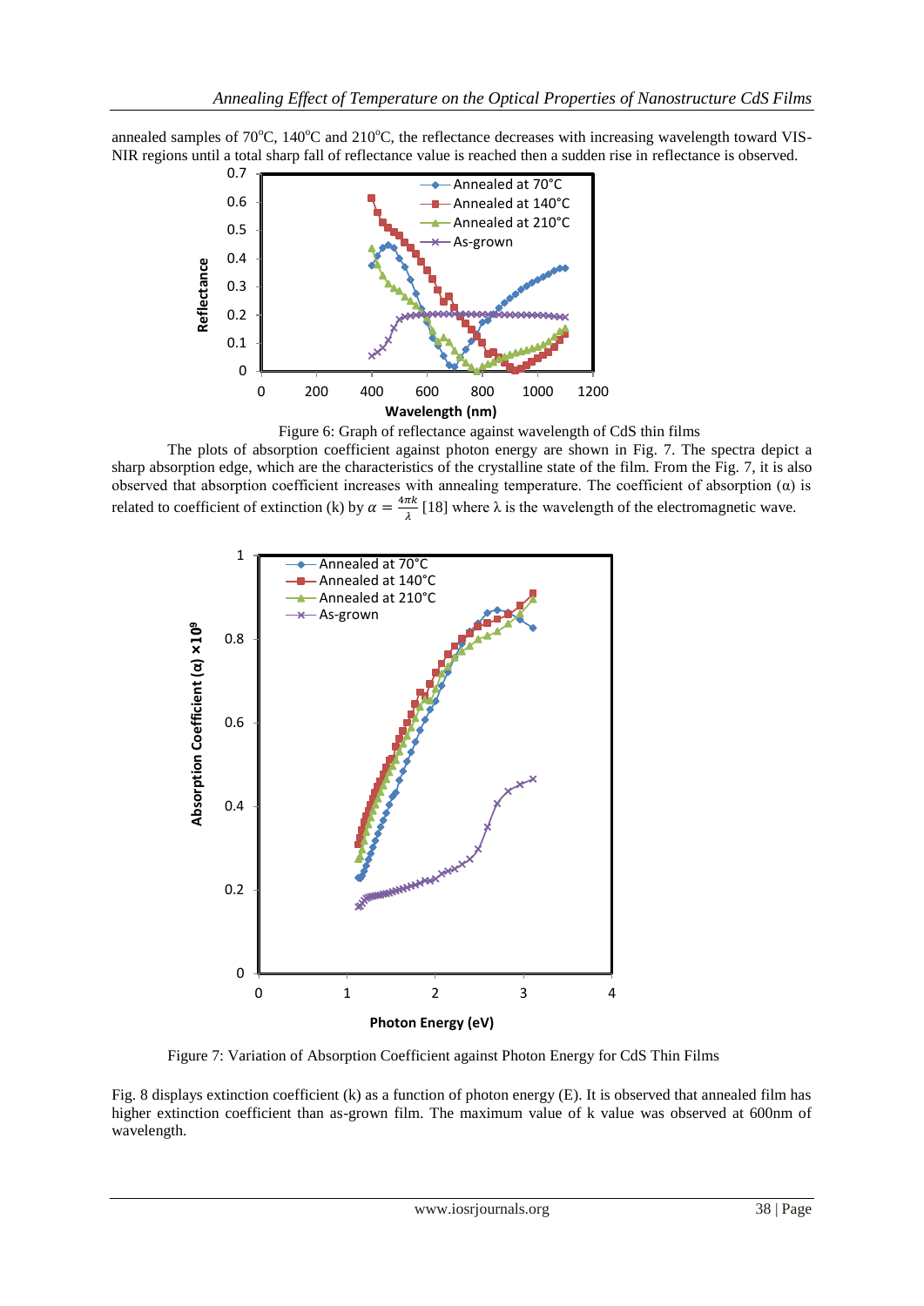annealed samples of 70°C, 140°C and 210°C, the reflectance decreases with increasing wavelength toward VIS-NIR regions until a total sharp fall of reflectance value is reached then a sudden rise in reflectance is observed.

Figure 6: Graph of reflectance against wavelength of CdS thin films

The plots of absorption coefficient against photon energy are shown in Fig. 7. The spectra depict a sharp absorption edge, which are the characteristics of the crystalline state of the film. From the Fig. 7, it is also observed that absorption coefficient increases with annealing temperature. The coefficient of absorption (α) is related to coefficient of extinction (k) by $\alpha = \frac{4\pi k}{\lambda}$ [18] where λ is the wavelength of the electromagnetic wave.

Figure 7: Variation of Absorption Coefficient against Photon Energy for CdS Thin Films

Fig. 8 displays extinction coefficient (k) as a function of photon energy (E). It is observed that annealed film has higher extinction coefficient than as-grown film. The maximum value of k value was observed at 600nm of wavelength.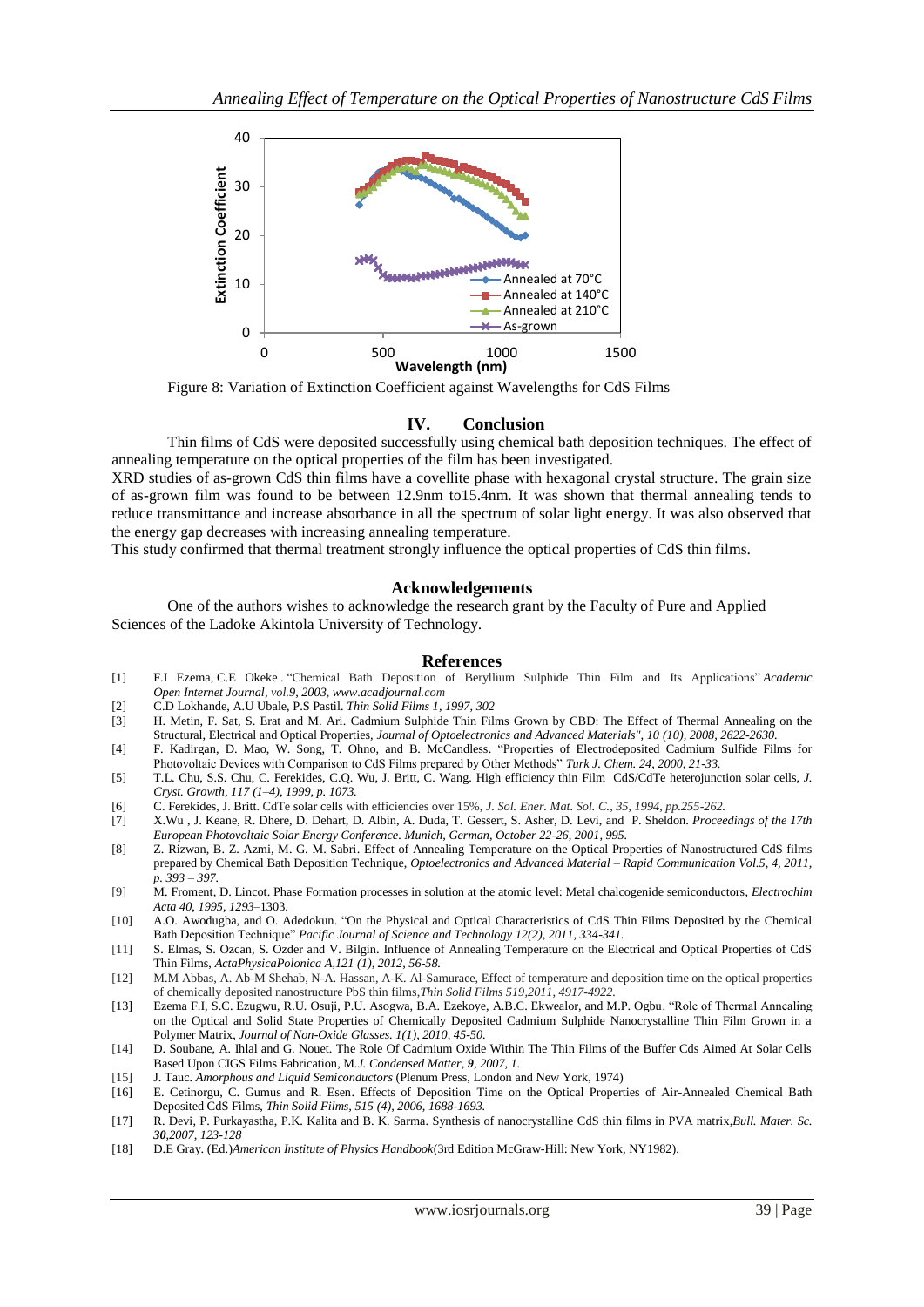40

30

20

10

0

0 500 1000 1500

Extinction Coefficient

Wavelength (nm)

Annealed at 70°C

Annealed at 140°C

Annealed at 210°C

As-grown

Figure 8: Variation of Extinction Coefficient against Wavelengths for CdS Films

## IV. Conclusion

Thin films of CdS were deposited successfully using chemical bath deposition techniques. The effect of annealing temperature on the optical properties of the film has been investigated.

XRD studies of as-grown CdS thin films have a covellite phase with hexagonal crystal structure. The grain size of as-grown film was found to be between 12.9nm to15.4nm. It was shown that thermal annealing tends to reduce transmittance and increase absorbance in all the spectrum of solar light energy. It was also observed that the energy gap decreases with increasing annealing temperature.

This study confirmed that thermal treatment strongly influence the optical properties of CdS thin films.

## Acknowledgements

One of the authors wishes to acknowledge the research grant by the Faculty of Pure and Applied Sciences of the Ladoke Akintola University of Technology.

## References

[1] F.I Ezema, C.E Okeke . "Chemical Bath Deposition of Beryllium Sulphide Thin Film and Its Applications" *Academic Open Internet Journal, vol.9, 2003, www.acadjournal.com*

[2] C.D Lokhande, A.U Ubale, P.S Pastil. *Thin Solid Films 1, 1997, 302*

[3] H. Metin, F. Sat, S. Erat and M. Ari. Cadmium Sulphide Thin Films Grown by CBD: The Effect of Thermal Annealing on the Structural, Electrical and Optical Properties, *Journal of Optoelectronics and Advanced Materials", 10 (10), 2008, 2622-2630.*

[4] F. Kadirgan, D. Mao, W. Song, T. Ohno, and B. McCandless. "Properties of Electrodeposited Cadmium Sulfide Films for Photovoltaic Devices with Comparison to CdS Films prepared by Other Methods" *Turk J. Chem. 24, 2000, 21-33.*

[5] T.L. Chu, S.S. Chu, C. Ferekides, C.Q. Wu, J. Britt, C. Wang. High efficiency thin Film CdS/CdTe heterojunction solar cells, *J. Cryst. Growth, 117 (1–4), 1999, p. 1073.*

[6] C. Ferekides, J. Britt. CdTe solar cells with efficiencies over 15%, *J. Sol. Ener. Mat. Sol. C., 35, 1994, pp.255-262.*

[7] X.Wu , J. Keane, R. Dhere, D. Dehart, D. Albin, A. Duda, T. Gessert, S. Asher, D. Levi, and P. Sheldon. *Proceedings of the 17th European Photovoltaic Solar Energy Conference. Munich, German, October 22-26, 2001, 995.*

[8] Z. Rizwan, B. Z. Azmi, M. G. M. Sabri. Effect of Annealing Temperature on the Optical Properties of Nanostructured CdS films prepared by Chemical Bath Deposition Technique, *Optoelectronics and Advanced Material – Rapid Communication Vol.5, 4, 2011, p. 393 – 397.*

[9] M. Froment, D. Lincot. Phase Formation processes in solution at the atomic level: Metal chalcogenide semiconductors, *Electrochim Acta 40, 1995, 1293*–1303.

[10] A.O. Awodugba, and O. Adedokun. "On the Physical and Optical Characteristics of CdS Thin Films Deposited by the Chemical Bath Deposition Technique" *Pacific Journal of Science and Technology 12(2), 2011, 334-341.*

[11] S. Elmas, S. Ozcan, S. Ozder and V. Bilgin. Influence of Annealing Temperature on the Electrical and Optical Properties of CdS Thin Films, *ActaPhysicaPolonica A,121 (1), 2012, 56-58.*

[12] M.M Abbas, A. Ab-M Shehab, N-A. Hassan, A-K. Al-Samuraee, Effect of temperature and deposition time on the optical properties of chemically deposited nanostructure PbS thin films,*Thin Solid Films 519,2011, 4917-4922.*

[13] Ezema F.I, S.C. Ezugwu, R.U. Osuji, P.U. Asogwa, B.A. Ezekoye, A.B.C. Ekwealor, and M.P. Ogbu. "Role of Thermal Annealing on the Optical and Solid State Properties of Chemically Deposited Cadmium Sulphide Nanocrystalline Thin Film Grown in a Polymer Matrix, *Journal of Non-Oxide Glasses. 1(1), 2010, 45-50.*

[14] D. Soubane, A. Ihlal and G. Nouet. The Role Of Cadmium Oxide Within The Thin Films of the Buffer Cds Aimed At Solar Cells Based Upon CIGS Films Fabrication, M*.J. Condensed Matter, **9**, 2007, 1.*

[15] J. Tauc. *Amorphous and Liquid Semiconductors* (Plenum Press, London and New York, 1974)

[16] E. Cetinorgu, C. Gumus and R. Esen. Effects of Deposition Time on the Optical Properties of Air-Annealed Chemical Bath Deposited CdS Films, *Thin Solid Films, 515 (4), 2006, 1688-1693.*

[17] R. Devi, P. Purkayastha, P.K. Kalita and B. K. Sarma. Synthesis of nanocrystalline CdS thin films in PVA matrix,*Bull. Mater. Sc. **30**,2007, 123-128*

[18] D.E Gray. (Ed.)*American Institute of Physics Handbook*(3rd Edition McGraw-Hill: New York, NY1982).